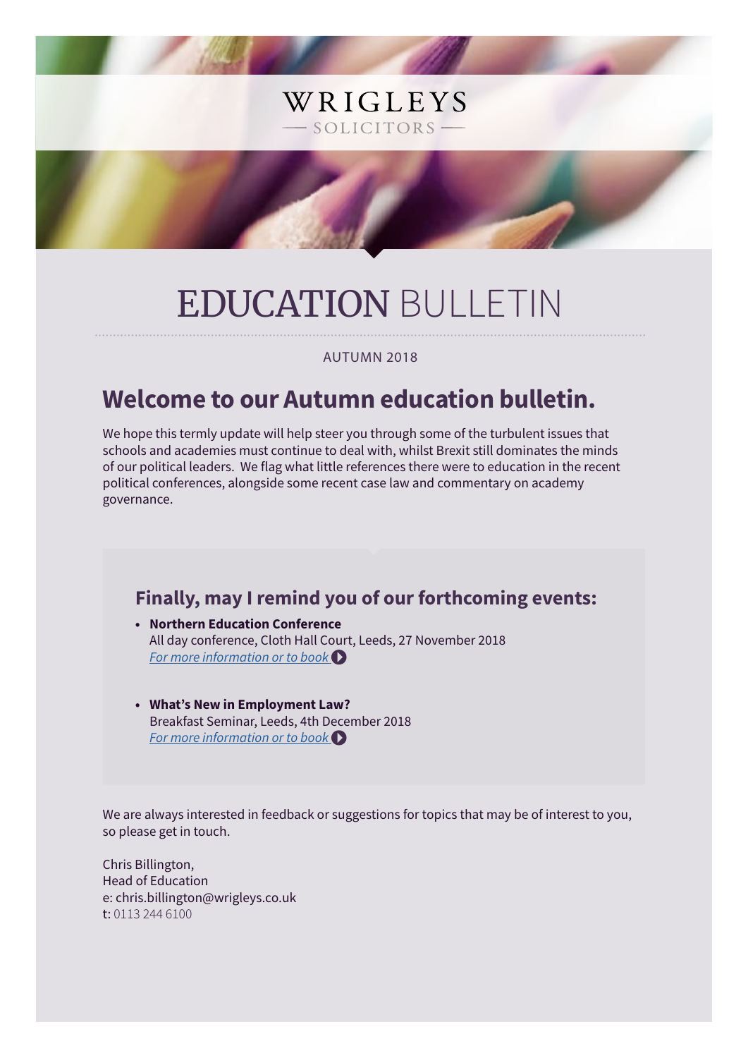WRIGLEYS

SOLICITORS

# EDUCATION BULLETIN

AUTUMN 2018

## Welcome to our Autumn education bulletin.

We hope this termly update will help steer you through some of the turbulent issues that schools and academies must continue to deal with, whilst Brexit still dominates the minds of our political leaders. We flag what little references there were to education in the recent political conferences, alongside some recent case law and commentary on academy governance.

### Finally, may I remind you of our forthcoming events:

- **Northern Education Conference**
  All day conference, Cloth Hall Court, Leeds, 27 November 2018
  *For more information or to book*

- **What's New in Employment Law?**
  Breakfast Seminar, Leeds, 4th December 2018
  *For more information or to book*

We are always interested in feedback or suggestions for topics that may be of interest to you, so please get in touch.

Chris Billington,
Head of Education
e: chris.billington@wrigleys.co.uk
t: 0113 244 6100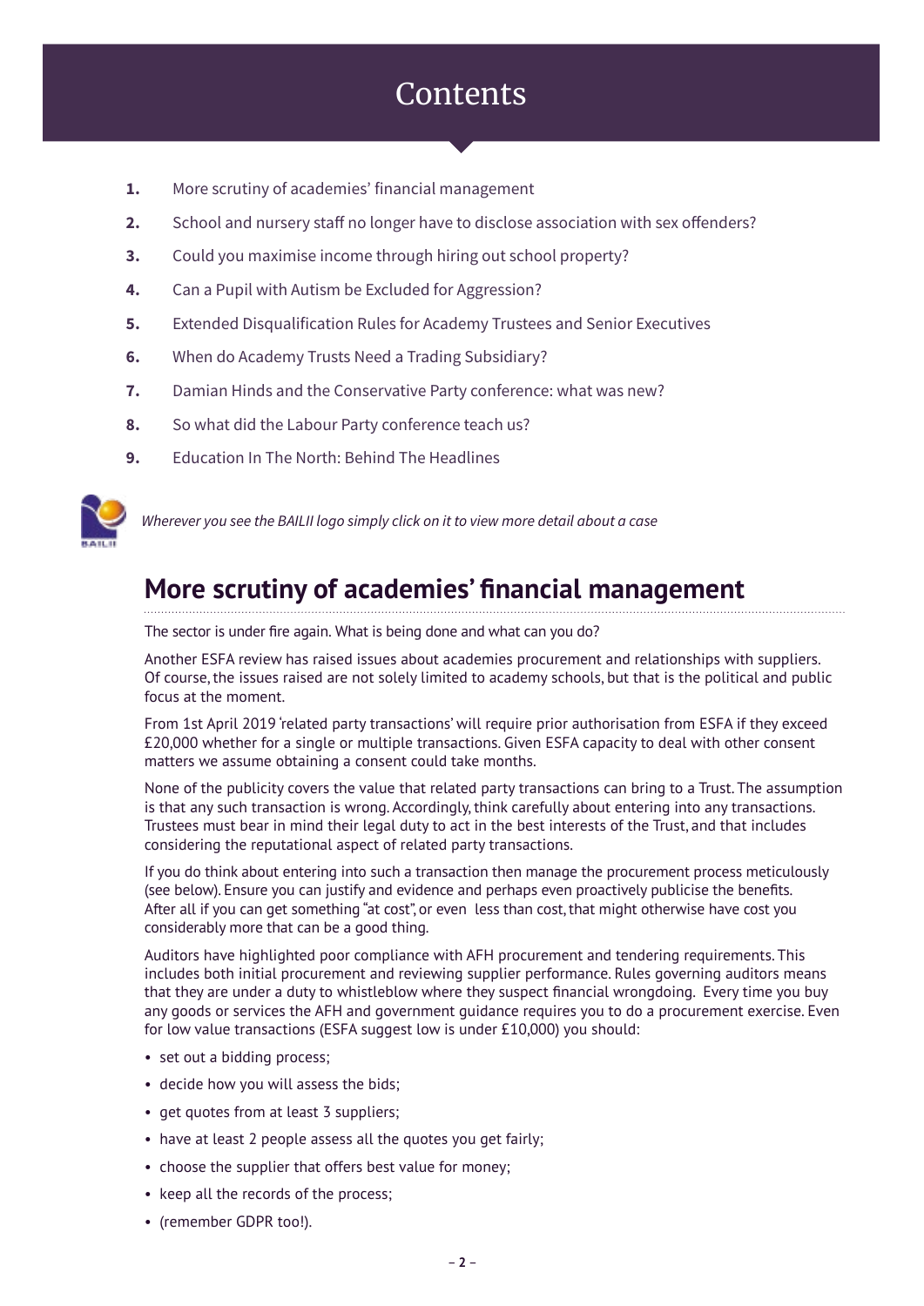# Contents

1. More scrutiny of academies' financial management
2. School and nursery staff no longer have to disclose association with sex offenders?
3. Could you maximise income through hiring out school property?
4. Can a Pupil with Autism be Excluded for Aggression?
5. Extended Disqualification Rules for Academy Trustees and Senior Executives
6. When do Academy Trusts Need a Trading Subsidiary?
7. Damian Hinds and the Conservative Party conference: what was new?
8. So what did the Labour Party conference teach us?
9. Education In The North: Behind The Headlines

*Wherever you see the BAILII logo simply click on it to view more detail about a case*

## More scrutiny of academies' financial management

The sector is under fire again. What is being done and what can you do?

Another ESFA review has raised issues about academies procurement and relationships with suppliers. Of course, the issues raised are not solely limited to academy schools, but that is the political and public focus at the moment.

From 1st April 2019 'related party transactions' will require prior authorisation from ESFA if they exceed £20,000 whether for a single or multiple transactions. Given ESFA capacity to deal with other consent matters we assume obtaining a consent could take months.

None of the publicity covers the value that related party transactions can bring to a Trust. The assumption is that any such transaction is wrong. Accordingly, think carefully about entering into any transactions. Trustees must bear in mind their legal duty to act in the best interests of the Trust, and that includes considering the reputational aspect of related party transactions.

If you do think about entering into such a transaction then manage the procurement process meticulously (see below). Ensure you can justify and evidence and perhaps even proactively publicise the benefits. After all if you can get something "at cost", or even less than cost, that might otherwise have cost you considerably more that can be a good thing.

Auditors have highlighted poor compliance with AFH procurement and tendering requirements. This includes both initial procurement and reviewing supplier performance. Rules governing auditors means that they are under a duty to whistleblow where they suspect financial wrongdoing. Every time you buy any goods or services the AFH and government guidance requires you to do a procurement exercise. Even for low value transactions (ESFA suggest low is under £10,000) you should:

- set out a bidding process;
- decide how you will assess the bids;
- get quotes from at least 3 suppliers;
- have at least 2 people assess all the quotes you get fairly;
- choose the supplier that offers best value for money;
- keep all the records of the process;
- (remember GDPR too!).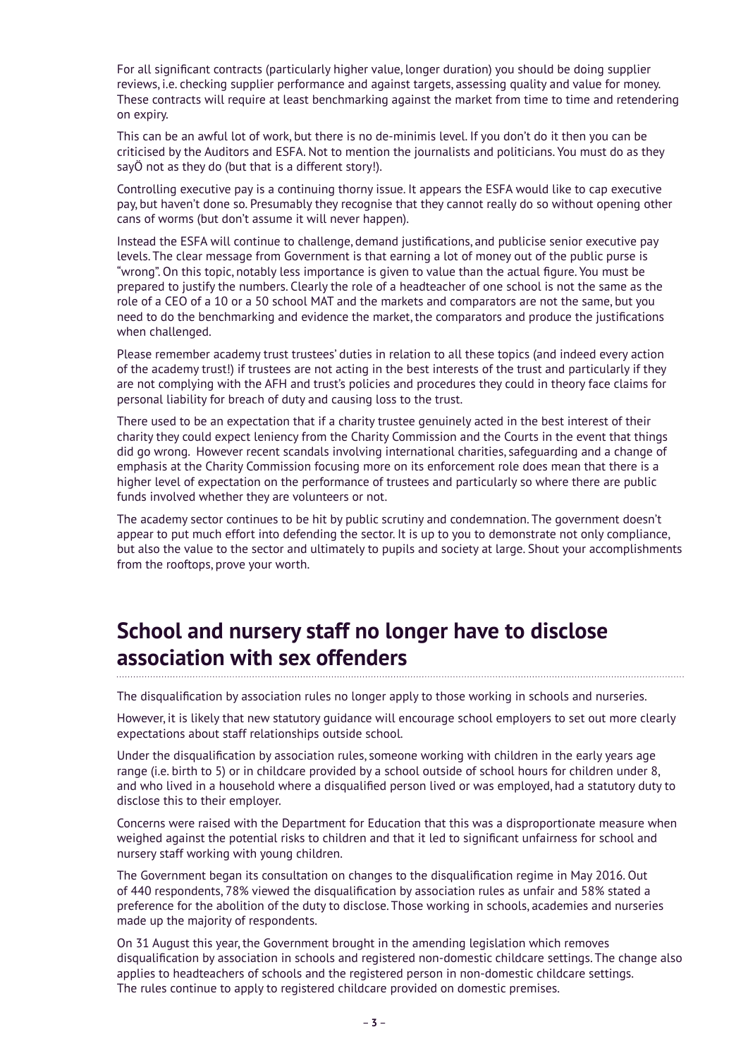For all significant contracts (particularly higher value, longer duration) you should be doing supplier reviews, i.e. checking supplier performance and against targets, assessing quality and value for money. These contracts will require at least benchmarking against the market from time to time and retendering on expiry.

This can be an awful lot of work, but there is no de-minimis level. If you don't do it then you can be criticised by the Auditors and ESFA. Not to mention the journalists and politicians. You must do as they sayÖ not as they do (but that is a different story!).

Controlling executive pay is a continuing thorny issue. It appears the ESFA would like to cap executive pay, but haven't done so. Presumably they recognise that they cannot really do so without opening other cans of worms (but don't assume it will never happen).

Instead the ESFA will continue to challenge, demand justifications, and publicise senior executive pay levels. The clear message from Government is that earning a lot of money out of the public purse is "wrong". On this topic, notably less importance is given to value than the actual figure. You must be prepared to justify the numbers. Clearly the role of a headteacher of one school is not the same as the role of a CEO of a 10 or a 50 school MAT and the markets and comparators are not the same, but you need to do the benchmarking and evidence the market, the comparators and produce the justifications when challenged.

Please remember academy trust trustees' duties in relation to all these topics (and indeed every action of the academy trust!) if trustees are not acting in the best interests of the trust and particularly if they are not complying with the AFH and trust's policies and procedures they could in theory face claims for personal liability for breach of duty and causing loss to the trust.

There used to be an expectation that if a charity trustee genuinely acted in the best interest of their charity they could expect leniency from the Charity Commission and the Courts in the event that things did go wrong. However recent scandals involving international charities, safeguarding and a change of emphasis at the Charity Commission focusing more on its enforcement role does mean that there is a higher level of expectation on the performance of trustees and particularly so where there are public funds involved whether they are volunteers or not.

The academy sector continues to be hit by public scrutiny and condemnation. The government doesn't appear to put much effort into defending the sector. It is up to you to demonstrate not only compliance, but also the value to the sector and ultimately to pupils and society at large. Shout your accomplishments from the rooftops, prove your worth.

## School and nursery staff no longer have to disclose association with sex offenders

The disqualification by association rules no longer apply to those working in schools and nurseries.

However, it is likely that new statutory guidance will encourage school employers to set out more clearly expectations about staff relationships outside school.

Under the disqualification by association rules, someone working with children in the early years age range (i.e. birth to 5) or in childcare provided by a school outside of school hours for children under 8, and who lived in a household where a disqualified person lived or was employed, had a statutory duty to disclose this to their employer.

Concerns were raised with the Department for Education that this was a disproportionate measure when weighed against the potential risks to children and that it led to significant unfairness for school and nursery staff working with young children.

The Government began its consultation on changes to the disqualification regime in May 2016. Out of 440 respondents, 78% viewed the disqualification by association rules as unfair and 58% stated a preference for the abolition of the duty to disclose. Those working in schools, academies and nurseries made up the majority of respondents.

On 31 August this year, the Government brought in the amending legislation which removes disqualification by association in schools and registered non-domestic childcare settings. The change also applies to headteachers of schools and the registered person in non-domestic childcare settings. The rules continue to apply to registered childcare provided on domestic premises.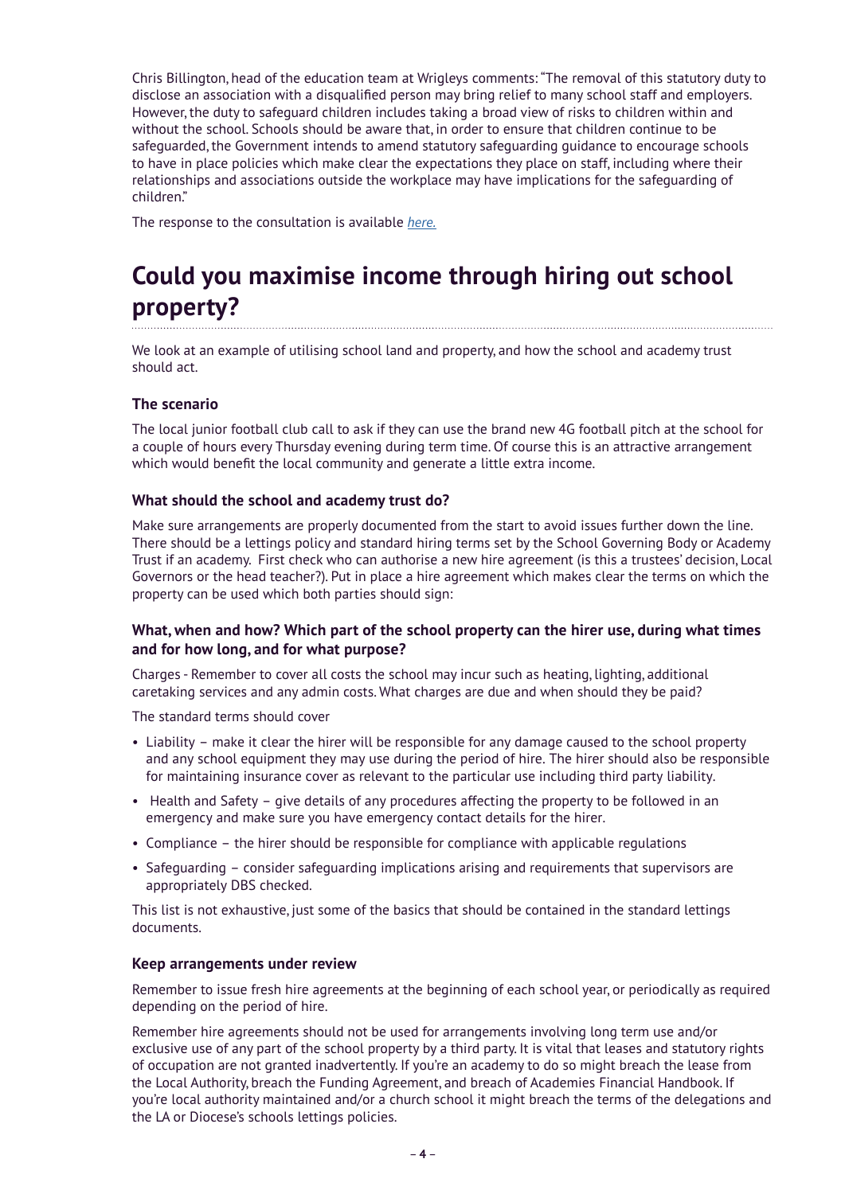Chris Billington, head of the education team at Wrigleys comments: "The removal of this statutory duty to disclose an association with a disqualified person may bring relief to many school staff and employers. However, the duty to safeguard children includes taking a broad view of risks to children within and without the school. Schools should be aware that, in order to ensure that children continue to be safeguarded, the Government intends to amend statutory safeguarding guidance to encourage schools to have in place policies which make clear the expectations they place on staff, including where their relationships and associations outside the workplace may have implications for the safeguarding of children."

The response to the consultation is available *here.*

## Could you maximise income through hiring out school property?

We look at an example of utilising school land and property, and how the school and academy trust should act.

### The scenario

The local junior football club call to ask if they can use the brand new 4G football pitch at the school for a couple of hours every Thursday evening during term time. Of course this is an attractive arrangement which would benefit the local community and generate a little extra income.

### What should the school and academy trust do?

Make sure arrangements are properly documented from the start to avoid issues further down the line. There should be a lettings policy and standard hiring terms set by the School Governing Body or Academy Trust if an academy. First check who can authorise a new hire agreement (is this a trustees' decision, Local Governors or the head teacher?). Put in place a hire agreement which makes clear the terms on which the property can be used which both parties should sign:

### What, when and how? Which part of the school property can the hirer use, during what times and for how long, and for what purpose?

Charges - Remember to cover all costs the school may incur such as heating, lighting, additional caretaking services and any admin costs. What charges are due and when should they be paid?

The standard terms should cover

- Liability – make it clear the hirer will be responsible for any damage caused to the school property and any school equipment they may use during the period of hire. The hirer should also be responsible for maintaining insurance cover as relevant to the particular use including third party liability.
- Health and Safety – give details of any procedures affecting the property to be followed in an emergency and make sure you have emergency contact details for the hirer.
- Compliance – the hirer should be responsible for compliance with applicable regulations
- Safeguarding – consider safeguarding implications arising and requirements that supervisors are appropriately DBS checked.

This list is not exhaustive, just some of the basics that should be contained in the standard lettings documents.

### Keep arrangements under review

Remember to issue fresh hire agreements at the beginning of each school year, or periodically as required depending on the period of hire.

Remember hire agreements should not be used for arrangements involving long term use and/or exclusive use of any part of the school property by a third party. It is vital that leases and statutory rights of occupation are not granted inadvertently. If you're an academy to do so might breach the lease from the Local Authority, breach the Funding Agreement, and breach of Academies Financial Handbook. If you're local authority maintained and/or a church school it might breach the terms of the delegations and the LA or Diocese's schools lettings policies.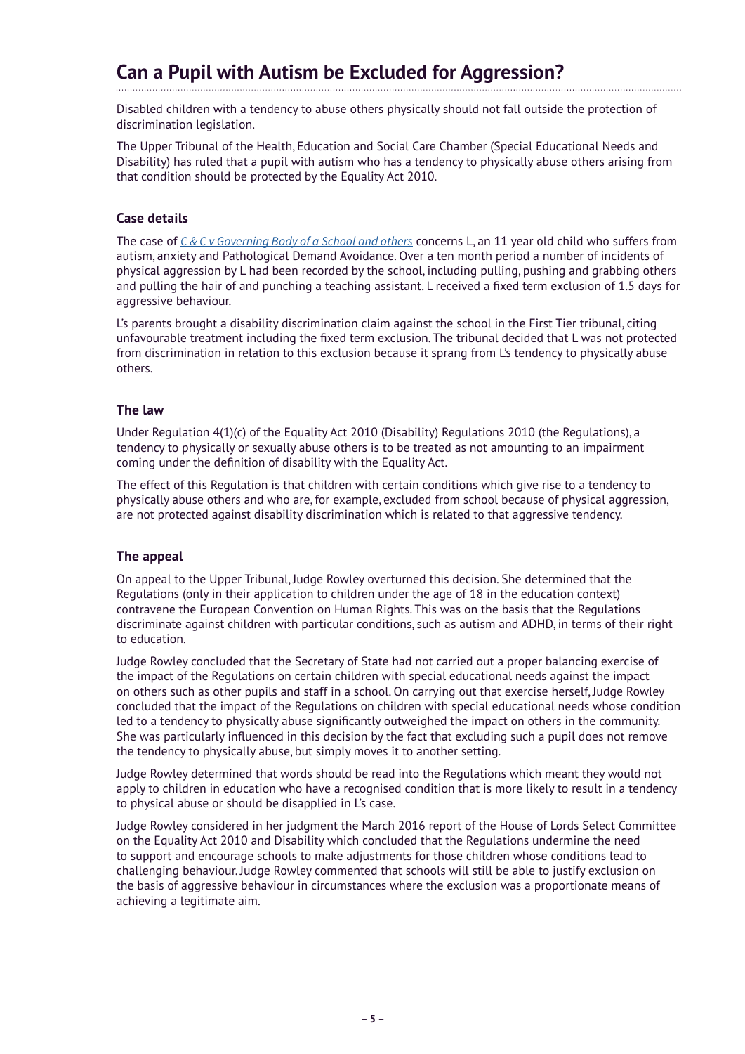## Can a Pupil with Autism be Excluded for Aggression?

Disabled children with a tendency to abuse others physically should not fall outside the protection of discrimination legislation.

The Upper Tribunal of the Health, Education and Social Care Chamber (Special Educational Needs and Disability) has ruled that a pupil with autism who has a tendency to physically abuse others arising from that condition should be protected by the Equality Act 2010.

### Case details

The case of *C & C v Governing Body of a School and others* concerns L, an 11 year old child who suffers from autism, anxiety and Pathological Demand Avoidance. Over a ten month period a number of incidents of physical aggression by L had been recorded by the school, including pulling, pushing and grabbing others and pulling the hair of and punching a teaching assistant. L received a fixed term exclusion of 1.5 days for aggressive behaviour.

L's parents brought a disability discrimination claim against the school in the First Tier tribunal, citing unfavourable treatment including the fixed term exclusion. The tribunal decided that L was not protected from discrimination in relation to this exclusion because it sprang from L's tendency to physically abuse others.

### The law

Under Regulation 4(1)(c) of the Equality Act 2010 (Disability) Regulations 2010 (the Regulations), a tendency to physically or sexually abuse others is to be treated as not amounting to an impairment coming under the definition of disability with the Equality Act.

The effect of this Regulation is that children with certain conditions which give rise to a tendency to physically abuse others and who are, for example, excluded from school because of physical aggression, are not protected against disability discrimination which is related to that aggressive tendency.

### The appeal

On appeal to the Upper Tribunal, Judge Rowley overturned this decision. She determined that the Regulations (only in their application to children under the age of 18 in the education context) contravene the European Convention on Human Rights. This was on the basis that the Regulations discriminate against children with particular conditions, such as autism and ADHD, in terms of their right to education.

Judge Rowley concluded that the Secretary of State had not carried out a proper balancing exercise of the impact of the Regulations on certain children with special educational needs against the impact on others such as other pupils and staff in a school. On carrying out that exercise herself, Judge Rowley concluded that the impact of the Regulations on children with special educational needs whose condition led to a tendency to physically abuse significantly outweighed the impact on others in the community. She was particularly influenced in this decision by the fact that excluding such a pupil does not remove the tendency to physically abuse, but simply moves it to another setting.

Judge Rowley determined that words should be read into the Regulations which meant they would not apply to children in education who have a recognised condition that is more likely to result in a tendency to physical abuse or should be disapplied in L's case.

Judge Rowley considered in her judgment the March 2016 report of the House of Lords Select Committee on the Equality Act 2010 and Disability which concluded that the Regulations undermine the need to support and encourage schools to make adjustments for those children whose conditions lead to challenging behaviour. Judge Rowley commented that schools will still be able to justify exclusion on the basis of aggressive behaviour in circumstances where the exclusion was a proportionate means of achieving a legitimate aim.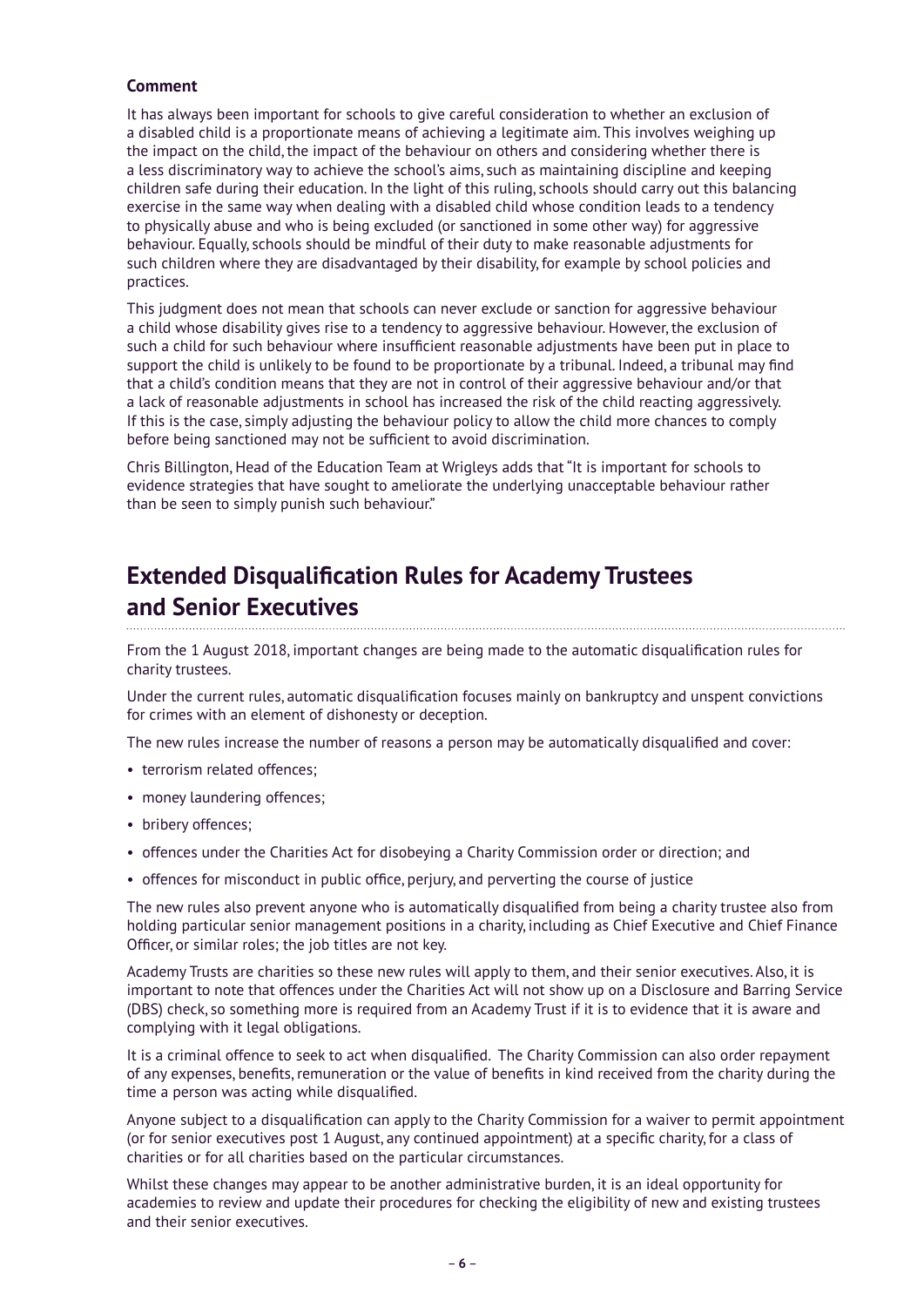**Comment**

It has always been important for schools to give careful consideration to whether an exclusion of a disabled child is a proportionate means of achieving a legitimate aim. This involves weighing up the impact on the child, the impact of the behaviour on others and considering whether there is a less discriminatory way to achieve the school's aims, such as maintaining discipline and keeping children safe during their education. In the light of this ruling, schools should carry out this balancing exercise in the same way when dealing with a disabled child whose condition leads to a tendency to physically abuse and who is being excluded (or sanctioned in some other way) for aggressive behaviour. Equally, schools should be mindful of their duty to make reasonable adjustments for such children where they are disadvantaged by their disability, for example by school policies and practices.

This judgment does not mean that schools can never exclude or sanction for aggressive behaviour a child whose disability gives rise to a tendency to aggressive behaviour. However, the exclusion of such a child for such behaviour where insufficient reasonable adjustments have been put in place to support the child is unlikely to be found to be proportionate by a tribunal. Indeed, a tribunal may find that a child's condition means that they are not in control of their aggressive behaviour and/or that a lack of reasonable adjustments in school has increased the risk of the child reacting aggressively. If this is the case, simply adjusting the behaviour policy to allow the child more chances to comply before being sanctioned may not be sufficient to avoid discrimination.

Chris Billington, Head of the Education Team at Wrigleys adds that "It is important for schools to evidence strategies that have sought to ameliorate the underlying unacceptable behaviour rather than be seen to simply punish such behaviour."

## Extended Disqualification Rules for Academy Trustees and Senior Executives

From the 1 August 2018, important changes are being made to the automatic disqualification rules for charity trustees.

Under the current rules, automatic disqualification focuses mainly on bankruptcy and unspent convictions for crimes with an element of dishonesty or deception.

The new rules increase the number of reasons a person may be automatically disqualified and cover:

- terrorism related offences;
- money laundering offences;
- bribery offences;
- offences under the Charities Act for disobeying a Charity Commission order or direction; and
- offences for misconduct in public office, perjury, and perverting the course of justice

The new rules also prevent anyone who is automatically disqualified from being a charity trustee also from holding particular senior management positions in a charity, including as Chief Executive and Chief Finance Officer, or similar roles; the job titles are not key.

Academy Trusts are charities so these new rules will apply to them, and their senior executives. Also, it is important to note that offences under the Charities Act will not show up on a Disclosure and Barring Service (DBS) check, so something more is required from an Academy Trust if it is to evidence that it is aware and complying with it legal obligations.

It is a criminal offence to seek to act when disqualified. The Charity Commission can also order repayment of any expenses, benefits, remuneration or the value of benefits in kind received from the charity during the time a person was acting while disqualified.

Anyone subject to a disqualification can apply to the Charity Commission for a waiver to permit appointment (or for senior executives post 1 August, any continued appointment) at a specific charity, for a class of charities or for all charities based on the particular circumstances.

Whilst these changes may appear to be another administrative burden, it is an ideal opportunity for academies to review and update their procedures for checking the eligibility of new and existing trustees and their senior executives.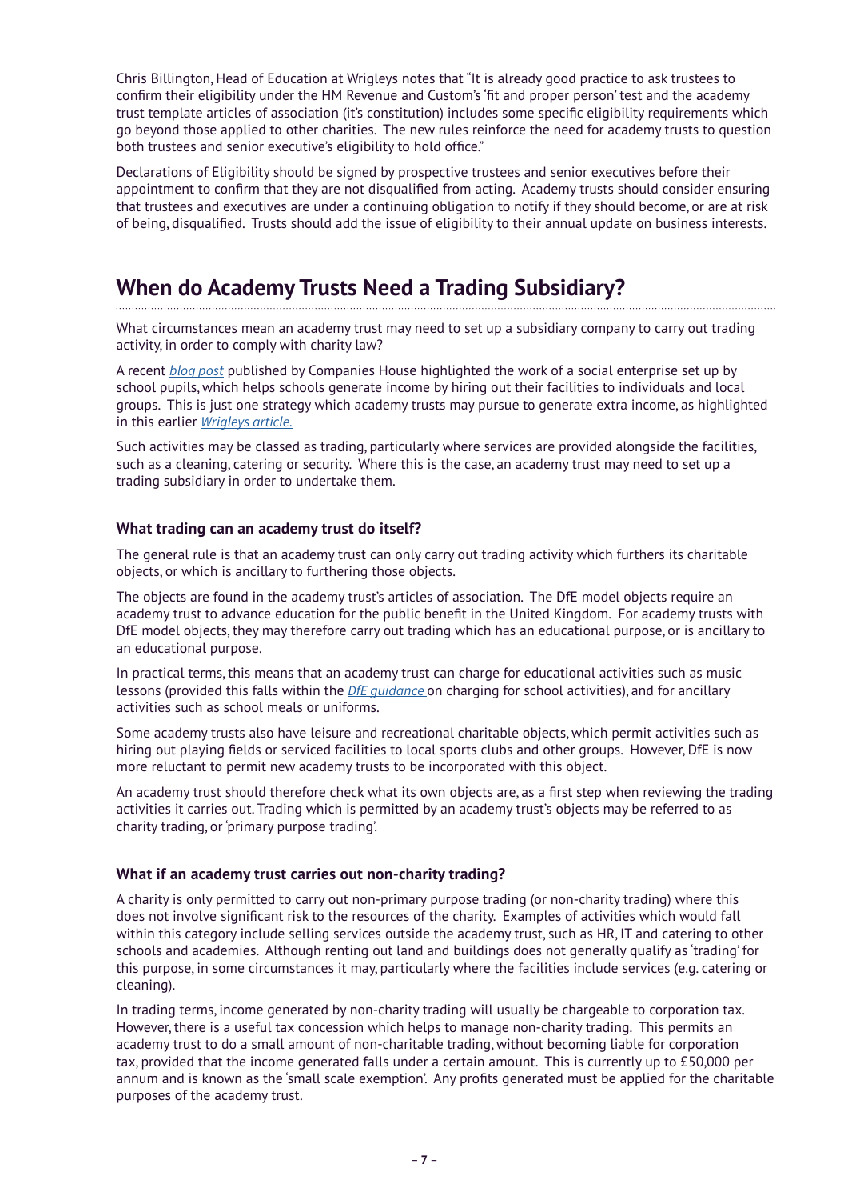Chris Billington, Head of Education at Wrigleys notes that "It is already good practice to ask trustees to confirm their eligibility under the HM Revenue and Custom's 'fit and proper person' test and the academy trust template articles of association (it's constitution) includes some specific eligibility requirements which go beyond those applied to other charities. The new rules reinforce the need for academy trusts to question both trustees and senior executive's eligibility to hold office."

Declarations of Eligibility should be signed by prospective trustees and senior executives before their appointment to confirm that they are not disqualified from acting. Academy trusts should consider ensuring that trustees and executives are under a continuing obligation to notify if they should become, or are at risk of being, disqualified. Trusts should add the issue of eligibility to their annual update on business interests.

## When do Academy Trusts Need a Trading Subsidiary?

What circumstances mean an academy trust may need to set up a subsidiary company to carry out trading activity, in order to comply with charity law?

A recent *blog post* published by Companies House highlighted the work of a social enterprise set up by school pupils, which helps schools generate income by hiring out their facilities to individuals and local groups. This is just one strategy which academy trusts may pursue to generate extra income, as highlighted in this earlier *Wrigleys article.*

Such activities may be classed as trading, particularly where services are provided alongside the facilities, such as a cleaning, catering or security. Where this is the case, an academy trust may need to set up a trading subsidiary in order to undertake them.

### What trading can an academy trust do itself?

The general rule is that an academy trust can only carry out trading activity which furthers its charitable objects, or which is ancillary to furthering those objects.

The objects are found in the academy trust's articles of association. The DfE model objects require an academy trust to advance education for the public benefit in the United Kingdom. For academy trusts with DfE model objects, they may therefore carry out trading which has an educational purpose, or is ancillary to an educational purpose.

In practical terms, this means that an academy trust can charge for educational activities such as music lessons (provided this falls within the *DfE guidance* on charging for school activities), and for ancillary activities such as school meals or uniforms.

Some academy trusts also have leisure and recreational charitable objects, which permit activities such as hiring out playing fields or serviced facilities to local sports clubs and other groups. However, DfE is now more reluctant to permit new academy trusts to be incorporated with this object.

An academy trust should therefore check what its own objects are, as a first step when reviewing the trading activities it carries out. Trading which is permitted by an academy trust's objects may be referred to as charity trading, or 'primary purpose trading'.

### What if an academy trust carries out non-charity trading?

A charity is only permitted to carry out non-primary purpose trading (or non-charity trading) where this does not involve significant risk to the resources of the charity. Examples of activities which would fall within this category include selling services outside the academy trust, such as HR, IT and catering to other schools and academies. Although renting out land and buildings does not generally qualify as 'trading' for this purpose, in some circumstances it may, particularly where the facilities include services (e.g. catering or cleaning).

In trading terms, income generated by non-charity trading will usually be chargeable to corporation tax. However, there is a useful tax concession which helps to manage non-charity trading. This permits an academy trust to do a small amount of non-charitable trading, without becoming liable for corporation tax, provided that the income generated falls under a certain amount. This is currently up to £50,000 per annum and is known as the 'small scale exemption'. Any profits generated must be applied for the charitable purposes of the academy trust.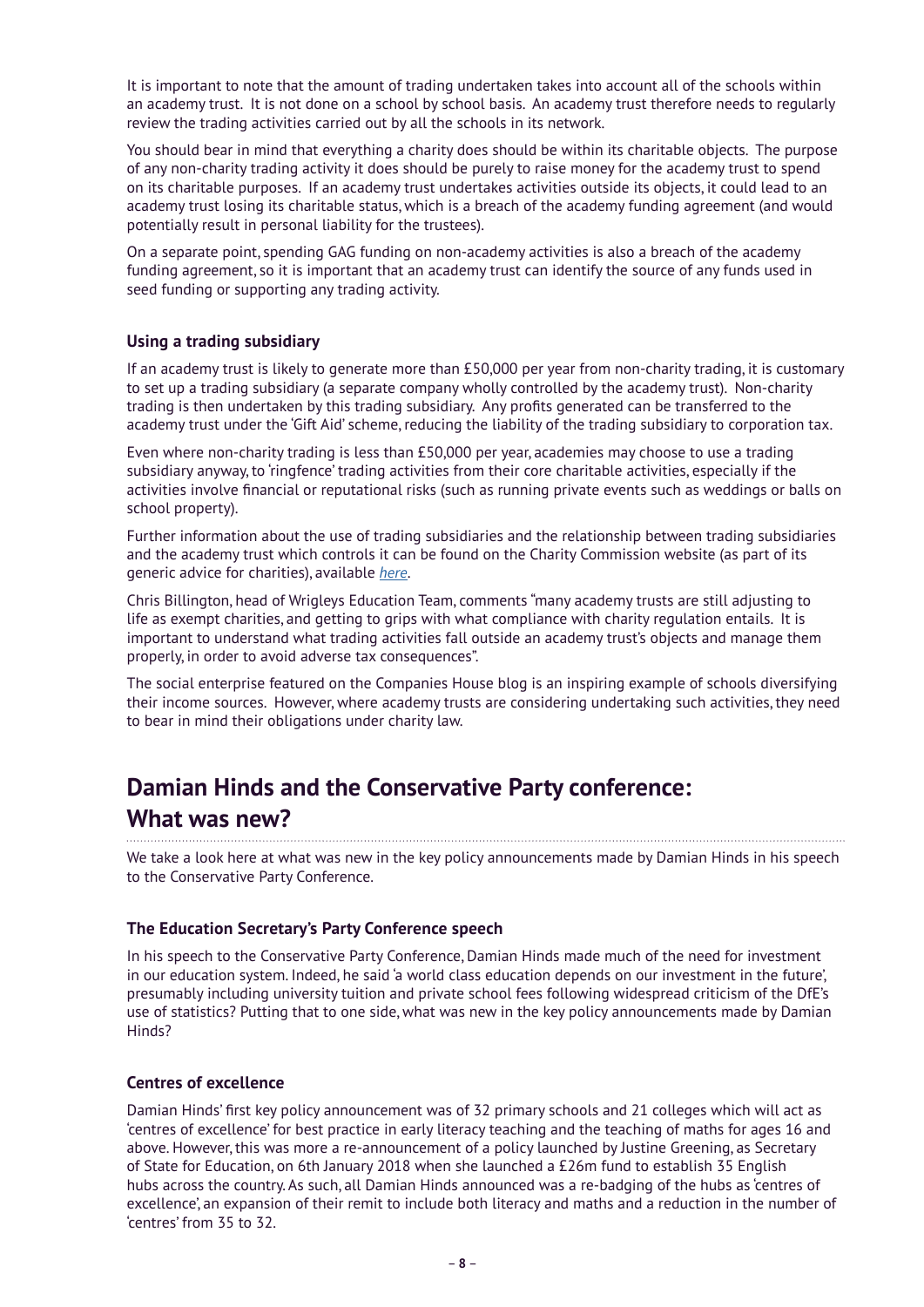It is important to note that the amount of trading undertaken takes into account all of the schools within an academy trust. It is not done on a school by school basis. An academy trust therefore needs to regularly review the trading activities carried out by all the schools in its network.

You should bear in mind that everything a charity does should be within its charitable objects. The purpose of any non-charity trading activity it does should be purely to raise money for the academy trust to spend on its charitable purposes. If an academy trust undertakes activities outside its objects, it could lead to an academy trust losing its charitable status, which is a breach of the academy funding agreement (and would potentially result in personal liability for the trustees).

On a separate point, spending GAG funding on non-academy activities is also a breach of the academy funding agreement, so it is important that an academy trust can identify the source of any funds used in seed funding or supporting any trading activity.

### Using a trading subsidiary

If an academy trust is likely to generate more than £50,000 per year from non-charity trading, it is customary to set up a trading subsidiary (a separate company wholly controlled by the academy trust). Non-charity trading is then undertaken by this trading subsidiary. Any profits generated can be transferred to the academy trust under the 'Gift Aid' scheme, reducing the liability of the trading subsidiary to corporation tax.

Even where non-charity trading is less than £50,000 per year, academies may choose to use a trading subsidiary anyway, to 'ringfence' trading activities from their core charitable activities, especially if the activities involve financial or reputational risks (such as running private events such as weddings or balls on school property).

Further information about the use of trading subsidiaries and the relationship between trading subsidiaries and the academy trust which controls it can be found on the Charity Commission website (as part of its generic advice for charities), available *here*.

Chris Billington, head of Wrigleys Education Team, comments "many academy trusts are still adjusting to life as exempt charities, and getting to grips with what compliance with charity regulation entails. It is important to understand what trading activities fall outside an academy trust's objects and manage them properly, in order to avoid adverse tax consequences".

The social enterprise featured on the Companies House blog is an inspiring example of schools diversifying their income sources. However, where academy trusts are considering undertaking such activities, they need to bear in mind their obligations under charity law.

## Damian Hinds and the Conservative Party conference: What was new?

We take a look here at what was new in the key policy announcements made by Damian Hinds in his speech to the Conservative Party Conference.

### The Education Secretary's Party Conference speech

In his speech to the Conservative Party Conference, Damian Hinds made much of the need for investment in our education system. Indeed, he said 'a world class education depends on our investment in the future', presumably including university tuition and private school fees following widespread criticism of the DfE's use of statistics? Putting that to one side, what was new in the key policy announcements made by Damian Hinds?

### Centres of excellence

Damian Hinds' first key policy announcement was of 32 primary schools and 21 colleges which will act as 'centres of excellence' for best practice in early literacy teaching and the teaching of maths for ages 16 and above. However, this was more a re-announcement of a policy launched by Justine Greening, as Secretary of State for Education, on 6th January 2018 when she launched a £26m fund to establish 35 English hubs across the country. As such, all Damian Hinds announced was a re-badging of the hubs as 'centres of excellence', an expansion of their remit to include both literacy and maths and a reduction in the number of 'centres' from 35 to 32.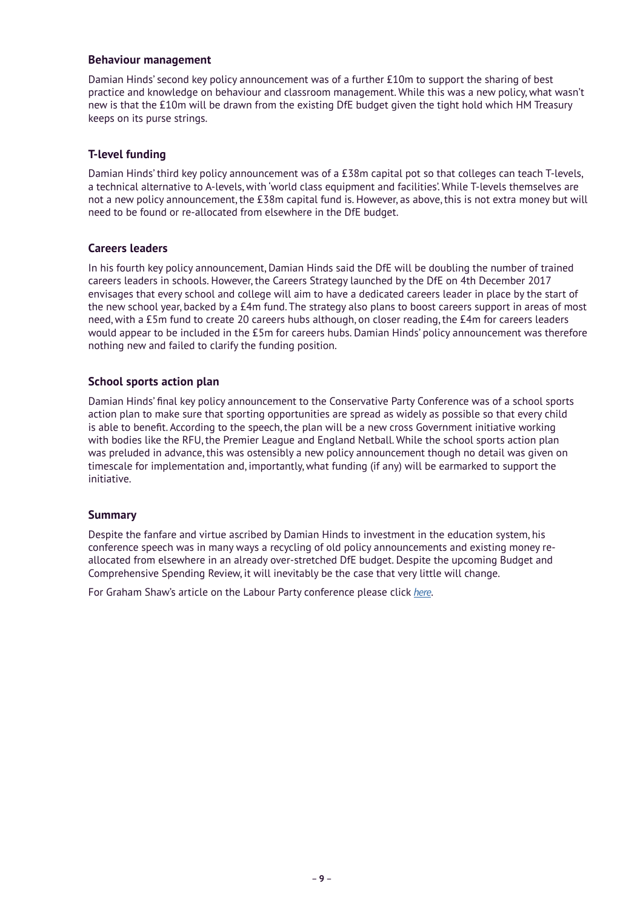### Behaviour management

Damian Hinds' second key policy announcement was of a further £10m to support the sharing of best practice and knowledge on behaviour and classroom management. While this was a new policy, what wasn't new is that the £10m will be drawn from the existing DfE budget given the tight hold which HM Treasury keeps on its purse strings.

### T-level funding

Damian Hinds' third key policy announcement was of a £38m capital pot so that colleges can teach T-levels, a technical alternative to A-levels, with 'world class equipment and facilities'. While T-levels themselves are not a new policy announcement, the £38m capital fund is. However, as above, this is not extra money but will need to be found or re-allocated from elsewhere in the DfE budget.

### Careers leaders

In his fourth key policy announcement, Damian Hinds said the DfE will be doubling the number of trained careers leaders in schools. However, the Careers Strategy launched by the DfE on 4th December 2017 envisages that every school and college will aim to have a dedicated careers leader in place by the start of the new school year, backed by a £4m fund. The strategy also plans to boost careers support in areas of most need, with a £5m fund to create 20 careers hubs although, on closer reading, the £4m for careers leaders would appear to be included in the £5m for careers hubs. Damian Hinds' policy announcement was therefore nothing new and failed to clarify the funding position.

### School sports action plan

Damian Hinds' final key policy announcement to the Conservative Party Conference was of a school sports action plan to make sure that sporting opportunities are spread as widely as possible so that every child is able to benefit. According to the speech, the plan will be a new cross Government initiative working with bodies like the RFU, the Premier League and England Netball. While the school sports action plan was preluded in advance, this was ostensibly a new policy announcement though no detail was given on timescale for implementation and, importantly, what funding (if any) will be earmarked to support the initiative.

### Summary

Despite the fanfare and virtue ascribed by Damian Hinds to investment in the education system, his conference speech was in many ways a recycling of old policy announcements and existing money re-allocated from elsewhere in an already over-stretched DfE budget. Despite the upcoming Budget and Comprehensive Spending Review, it will inevitably be the case that very little will change.

For Graham Shaw's article on the Labour Party conference please click *here*.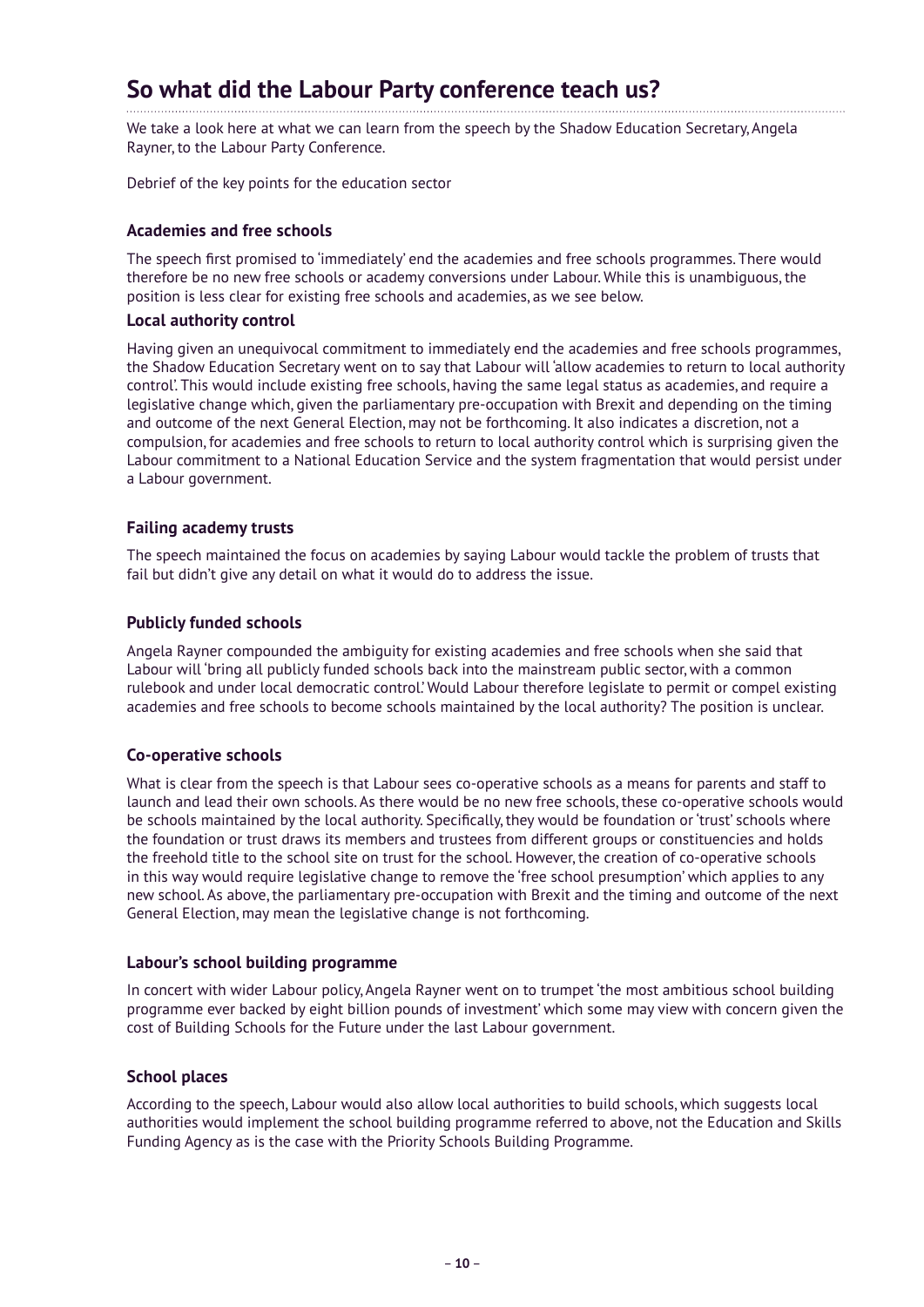## So what did the Labour Party conference teach us?

We take a look here at what we can learn from the speech by the Shadow Education Secretary, Angela Rayner, to the Labour Party Conference.

Debrief of the key points for the education sector

### Academies and free schools

The speech first promised to 'immediately' end the academies and free schools programmes. There would therefore be no new free schools or academy conversions under Labour. While this is unambiguous, the position is less clear for existing free schools and academies, as we see below.

### Local authority control

Having given an unequivocal commitment to immediately end the academies and free schools programmes, the Shadow Education Secretary went on to say that Labour will 'allow academies to return to local authority control'. This would include existing free schools, having the same legal status as academies, and require a legislative change which, given the parliamentary pre-occupation with Brexit and depending on the timing and outcome of the next General Election, may not be forthcoming. It also indicates a discretion, not a compulsion, for academies and free schools to return to local authority control which is surprising given the Labour commitment to a National Education Service and the system fragmentation that would persist under a Labour government.

### Failing academy trusts

The speech maintained the focus on academies by saying Labour would tackle the problem of trusts that fail but didn't give any detail on what it would do to address the issue.

### Publicly funded schools

Angela Rayner compounded the ambiguity for existing academies and free schools when she said that Labour will 'bring all publicly funded schools back into the mainstream public sector, with a common rulebook and under local democratic control.' Would Labour therefore legislate to permit or compel existing academies and free schools to become schools maintained by the local authority? The position is unclear.

### Co-operative schools

What is clear from the speech is that Labour sees co-operative schools as a means for parents and staff to launch and lead their own schools. As there would be no new free schools, these co-operative schools would be schools maintained by the local authority. Specifically, they would be foundation or 'trust' schools where the foundation or trust draws its members and trustees from different groups or constituencies and holds the freehold title to the school site on trust for the school. However, the creation of co-operative schools in this way would require legislative change to remove the 'free school presumption' which applies to any new school. As above, the parliamentary pre-occupation with Brexit and the timing and outcome of the next General Election, may mean the legislative change is not forthcoming.

### Labour's school building programme

In concert with wider Labour policy, Angela Rayner went on to trumpet 'the most ambitious school building programme ever backed by eight billion pounds of investment' which some may view with concern given the cost of Building Schools for the Future under the last Labour government.

### School places

According to the speech, Labour would also allow local authorities to build schools, which suggests local authorities would implement the school building programme referred to above, not the Education and Skills Funding Agency as is the case with the Priority Schools Building Programme.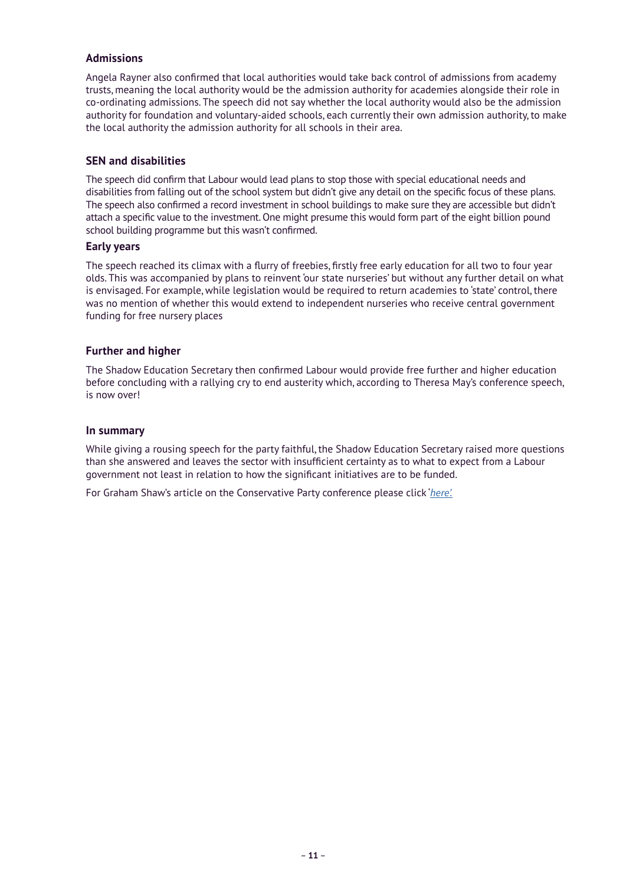### Admissions

Angela Rayner also confirmed that local authorities would take back control of admissions from academy trusts, meaning the local authority would be the admission authority for academies alongside their role in co-ordinating admissions. The speech did not say whether the local authority would also be the admission authority for foundation and voluntary-aided schools, each currently their own admission authority, to make the local authority the admission authority for all schools in their area.

### SEN and disabilities

The speech did confirm that Labour would lead plans to stop those with special educational needs and disabilities from falling out of the school system but didn't give any detail on the specific focus of these plans. The speech also confirmed a record investment in school buildings to make sure they are accessible but didn't attach a specific value to the investment. One might presume this would form part of the eight billion pound school building programme but this wasn't confirmed.

### Early years

The speech reached its climax with a flurry of freebies, firstly free early education for all two to four year olds. This was accompanied by plans to reinvent 'our state nurseries' but without any further detail on what is envisaged. For example, while legislation would be required to return academies to 'state' control, there was no mention of whether this would extend to independent nurseries who receive central government funding for free nursery places

### Further and higher

The Shadow Education Secretary then confirmed Labour would provide free further and higher education before concluding with a rallying cry to end austerity which, according to Theresa May's conference speech, is now over!

### In summary

While giving a rousing speech for the party faithful, the Shadow Education Secretary raised more questions than she answered and leaves the sector with insufficient certainty as to what to expect from a Labour government not least in relation to how the significant initiatives are to be funded.

For Graham Shaw's article on the Conservative Party conference please click '*here*'.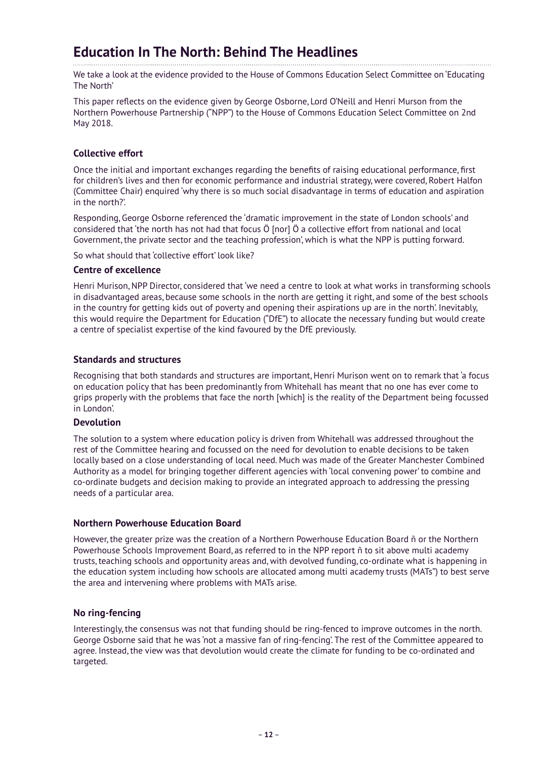# Education In The North: Behind The Headlines

We take a look at the evidence provided to the House of Commons Education Select Committee on 'Educating The North'

This paper reflects on the evidence given by George Osborne, Lord O'Neill and Henri Murson from the Northern Powerhouse Partnership ("NPP") to the House of Commons Education Select Committee on 2nd May 2018.

### Collective effort

Once the initial and important exchanges regarding the benefits of raising educational performance, first for children's lives and then for economic performance and industrial strategy, were covered, Robert Halfon (Committee Chair) enquired 'why there is so much social disadvantage in terms of education and aspiration in the north?'.

Responding, George Osborne referenced the 'dramatic improvement in the state of London schools' and considered that 'the north has not had that focus Ö [nor] Ö a collective effort from national and local Government, the private sector and the teaching profession', which is what the NPP is putting forward.

So what should that 'collective effort' look like?

### Centre of excellence

Henri Murison, NPP Director, considered that 'we need a centre to look at what works in transforming schools in disadvantaged areas, because some schools in the north are getting it right, and some of the best schools in the country for getting kids out of poverty and opening their aspirations up are in the north'. Inevitably, this would require the Department for Education ("DfE") to allocate the necessary funding but would create a centre of specialist expertise of the kind favoured by the DfE previously.

### Standards and structures

Recognising that both standards and structures are important, Henri Murison went on to remark that 'a focus on education policy that has been predominantly from Whitehall has meant that no one has ever come to grips properly with the problems that face the north [which] is the reality of the Department being focussed in London'.

### Devolution

The solution to a system where education policy is driven from Whitehall was addressed throughout the rest of the Committee hearing and focussed on the need for devolution to enable decisions to be taken locally based on a close understanding of local need. Much was made of the Greater Manchester Combined Authority as a model for bringing together different agencies with 'local convening power' to combine and co-ordinate budgets and decision making to provide an integrated approach to addressing the pressing needs of a particular area.

### Northern Powerhouse Education Board

However, the greater prize was the creation of a Northern Powerhouse Education Board ñ or the Northern Powerhouse Schools Improvement Board, as referred to in the NPP report ñ to sit above multi academy trusts, teaching schools and opportunity areas and, with devolved funding, co-ordinate what is happening in the education system including how schools are allocated among multi academy trusts (MATs") to best serve the area and intervening where problems with MATs arise.

### No ring-fencing

Interestingly, the consensus was not that funding should be ring-fenced to improve outcomes in the north. George Osborne said that he was 'not a massive fan of ring-fencing'. The rest of the Committee appeared to agree. Instead, the view was that devolution would create the climate for funding to be co-ordinated and targeted.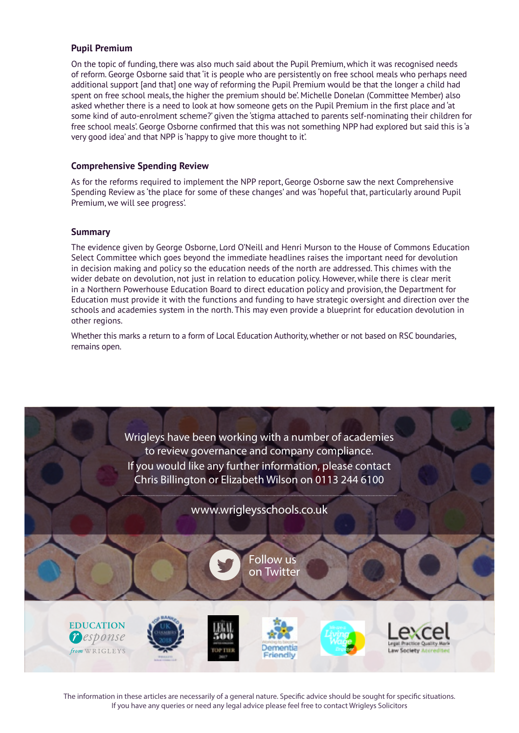## Pupil Premium

On the topic of funding, there was also much said about the Pupil Premium, which it was recognised needs of reform. George Osborne said that 'it is people who are persistently on free school meals who perhaps need additional support [and that] one way of reforming the Pupil Premium would be that the longer a child had spent on free school meals, the higher the premium should be'. Michelle Donelan (Committee Member) also asked whether there is a need to look at how someone gets on the Pupil Premium in the first place and 'at some kind of auto-enrolment scheme?' given the 'stigma attached to parents self-nominating their children for free school meals'. George Osborne confirmed that this was not something NPP had explored but said this is 'a very good idea' and that NPP is 'happy to give more thought to it'.

## Comprehensive Spending Review

As for the reforms required to implement the NPP report, George Osborne saw the next Comprehensive Spending Review as 'the place for some of these changes' and was 'hopeful that, particularly around Pupil Premium, we will see progress'.

## Summary

The evidence given by George Osborne, Lord O'Neill and Henri Murson to the House of Commons Education Select Committee which goes beyond the immediate headlines raises the important need for devolution in decision making and policy so the education needs of the north are addressed. This chimes with the wider debate on devolution, not just in relation to education policy. However, while there is clear merit in a Northern Powerhouse Education Board to direct education policy and provision, the Department for Education must provide it with the functions and funding to have strategic oversight and direction over the schools and academies system in the north. This may even provide a blueprint for education devolution in other regions.

Whether this marks a return to a form of Local Education Authority, whether or not based on RSC boundaries, remains open.

Wrigleys have been working with a number of academies to review governance and company compliance.
If you would like any further information, please contact Chris Billington or Elizabeth Wilson on 0113 244 6100

www.wrigleysschools.co.uk

Follow us on Twitter

The information in these articles are necessarily of a general nature. Specific advice should be sought for specific situations. If you have any queries or need any legal advice please feel free to contact Wrigleys Solicitors